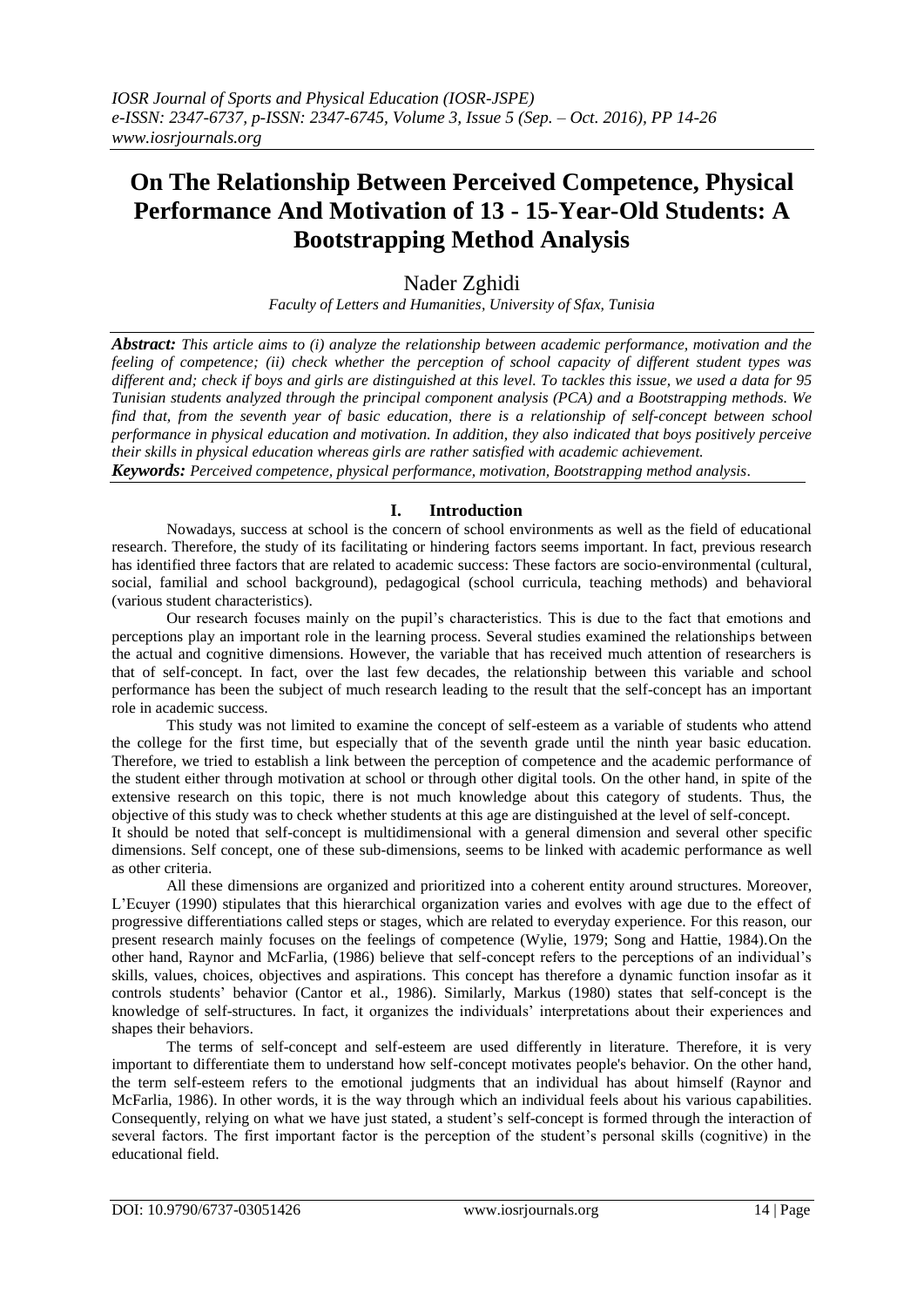# On The Relationship Between Perceived Competence, Physical Performance And Motivation of 13 - 15-Year-Old Students: A Bootstrapping Method Analysis

Nader Zghidi

*Faculty of Letters and Humanities, University of Sfax, Tunisia*

***Abstract:*** *This article aims to (i) analyze the relationship between academic performance, motivation and the feeling of competence; (ii) check whether the perception of school capacity of different student types was different and; check if boys and girls are distinguished at this level. To tackles this issue, we used a data for 95 Tunisian students analyzed through the principal component analysis (PCA) and a Bootstrapping methods. We find that, from the seventh year of basic education, there is a relationship of self-concept between school performance in physical education and motivation. In addition, they also indicated that boys positively perceive their skills in physical education whereas girls are rather satisfied with academic achievement.*

***Keywords:*** *Perceived competence, physical performance, motivation, Bootstrapping method analysis.*

## I. Introduction

Nowadays, success at school is the concern of school environments as well as the field of educational research. Therefore, the study of its facilitating or hindering factors seems important. In fact, previous research has identified three factors that are related to academic success: These factors are socio-environmental (cultural, social, familial and school background), pedagogical (school curricula, teaching methods) and behavioral (various student characteristics).

Our research focuses mainly on the pupil's characteristics. This is due to the fact that emotions and perceptions play an important role in the learning process. Several studies examined the relationships between the actual and cognitive dimensions. However, the variable that has received much attention of researchers is that of self-concept. In fact, over the last few decades, the relationship between this variable and school performance has been the subject of much research leading to the result that the self-concept has an important role in academic success.

This study was not limited to examine the concept of self-esteem as a variable of students who attend the college for the first time, but especially that of the seventh grade until the ninth year basic education. Therefore, we tried to establish a link between the perception of competence and the academic performance of the student either through motivation at school or through other digital tools. On the other hand, in spite of the extensive research on this topic, there is not much knowledge about this category of students. Thus, the objective of this study was to check whether students at this age are distinguished at the level of self-concept.

It should be noted that self-concept is multidimensional with a general dimension and several other specific dimensions. Self concept, one of these sub-dimensions, seems to be linked with academic performance as well as other criteria.

All these dimensions are organized and prioritized into a coherent entity around structures. Moreover, L'Ecuyer (1990) stipulates that this hierarchical organization varies and evolves with age due to the effect of progressive differentiations called steps or stages, which are related to everyday experience. For this reason, our present research mainly focuses on the feelings of competence (Wylie, 1979; Song and Hattie, 1984).On the other hand, Raynor and McFarlia, (1986) believe that self-concept refers to the perceptions of an individual's skills, values, choices, objectives and aspirations. This concept has therefore a dynamic function insofar as it controls students' behavior (Cantor et al., 1986). Similarly, Markus (1980) states that self-concept is the knowledge of self-structures. In fact, it organizes the individuals' interpretations about their experiences and shapes their behaviors.

The terms of self-concept and self-esteem are used differently in literature. Therefore, it is very important to differentiate them to understand how self-concept motivates people's behavior. On the other hand, the term self-esteem refers to the emotional judgments that an individual has about himself (Raynor and McFarlia, 1986). In other words, it is the way through which an individual feels about his various capabilities. Consequently, relying on what we have just stated, a student's self-concept is formed through the interaction of several factors. The first important factor is the perception of the student's personal skills (cognitive) in the educational field.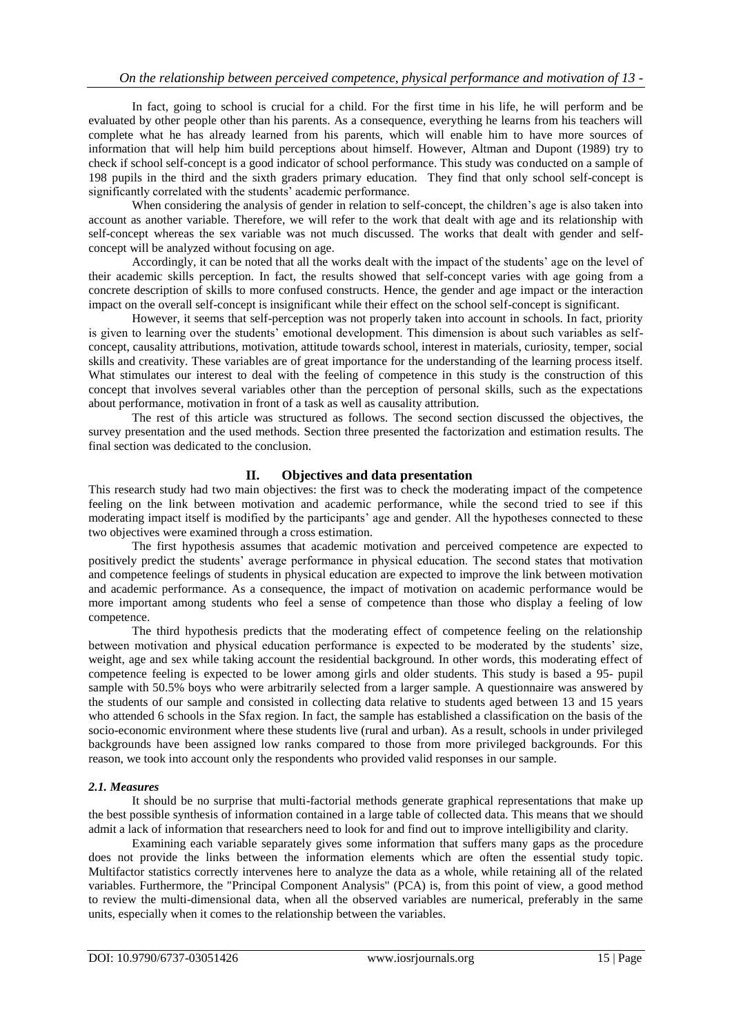In fact, going to school is crucial for a child. For the first time in his life, he will perform and be evaluated by other people other than his parents. As a consequence, everything he learns from his teachers will complete what he has already learned from his parents, which will enable him to have more sources of information that will help him build perceptions about himself. However, Altman and Dupont (1989) try to check if school self-concept is a good indicator of school performance. This study was conducted on a sample of 198 pupils in the third and the sixth graders primary education. They find that only school self-concept is significantly correlated with the students' academic performance.

When considering the analysis of gender in relation to self-concept, the children's age is also taken into account as another variable. Therefore, we will refer to the work that dealt with age and its relationship with self-concept whereas the sex variable was not much discussed. The works that dealt with gender and self-concept will be analyzed without focusing on age.

Accordingly, it can be noted that all the works dealt with the impact of the students' age on the level of their academic skills perception. In fact, the results showed that self-concept varies with age going from a concrete description of skills to more confused constructs. Hence, the gender and age impact or the interaction impact on the overall self-concept is insignificant while their effect on the school self-concept is significant.

However, it seems that self-perception was not properly taken into account in schools. In fact, priority is given to learning over the students' emotional development. This dimension is about such variables as self-concept, causality attributions, motivation, attitude towards school, interest in materials, curiosity, temper, social skills and creativity. These variables are of great importance for the understanding of the learning process itself. What stimulates our interest to deal with the feeling of competence in this study is the construction of this concept that involves several variables other than the perception of personal skills, such as the expectations about performance, motivation in front of a task as well as causality attribution.

The rest of this article was structured as follows. The second section discussed the objectives, the survey presentation and the used methods. Section three presented the factorization and estimation results. The final section was dedicated to the conclusion.

## II. Objectives and data presentation

This research study had two main objectives: the first was to check the moderating impact of the competence feeling on the link between motivation and academic performance, while the second tried to see if this moderating impact itself is modified by the participants' age and gender. All the hypotheses connected to these two objectives were examined through a cross estimation.

The first hypothesis assumes that academic motivation and perceived competence are expected to positively predict the students' average performance in physical education. The second states that motivation and competence feelings of students in physical education are expected to improve the link between motivation and academic performance. As a consequence, the impact of motivation on academic performance would be more important among students who feel a sense of competence than those who display a feeling of low competence.

The third hypothesis predicts that the moderating effect of competence feeling on the relationship between motivation and physical education performance is expected to be moderated by the students' size, weight, age and sex while taking account the residential background. In other words, this moderating effect of competence feeling is expected to be lower among girls and older students. This study is based a 95- pupil sample with 50.5% boys who were arbitrarily selected from a larger sample. A questionnaire was answered by the students of our sample and consisted in collecting data relative to students aged between 13 and 15 years who attended 6 schools in the Sfax region. In fact, the sample has established a classification on the basis of the socio-economic environment where these students live (rural and urban). As a result, schools in under privileged backgrounds have been assigned low ranks compared to those from more privileged backgrounds. For this reason, we took into account only the respondents who provided valid responses in our sample.

### *2.1. Measures*

It should be no surprise that multi-factorial methods generate graphical representations that make up the best possible synthesis of information contained in a large table of collected data. This means that we should admit a lack of information that researchers need to look for and find out to improve intelligibility and clarity.

Examining each variable separately gives some information that suffers many gaps as the procedure does not provide the links between the information elements which are often the essential study topic. Multifactor statistics correctly intervenes here to analyze the data as a whole, while retaining all of the related variables. Furthermore, the "Principal Component Analysis" (PCA) is, from this point of view, a good method to review the multi-dimensional data, when all the observed variables are numerical, preferably in the same units, especially when it comes to the relationship between the variables.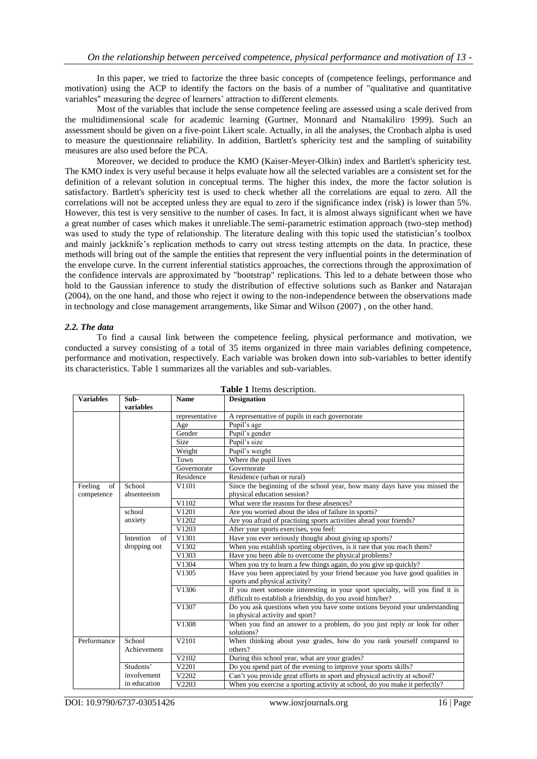In this paper, we tried to factorize the three basic concepts of (competence feelings, performance and motivation) using the ACP to identify the factors on the basis of a number of "qualitative and quantitative variables" measuring the degree of learners' attraction to different elements.

Most of the variables that include the sense competence feeling are assessed using a scale derived from the multidimensional scale for academic learning (Gurtner, Monnard and Ntamakiliro 1999). Such an assessment should be given on a five-point Likert scale. Actually, in all the analyses, the Cronbach alpha is used to measure the questionnaire reliability. In addition, Bartlett's sphericity test and the sampling of suitability measures are also used before the PCA.

Moreover, we decided to produce the KMO (Kaiser-Meyer-Olkin) index and Bartlett's sphericity test. The KMO index is very useful because it helps evaluate how all the selected variables are a consistent set for the definition of a relevant solution in conceptual terms. The higher this index, the more the factor solution is satisfactory. Bartlett's sphericity test is used to check whether all the correlations are equal to zero. All the correlations will not be accepted unless they are equal to zero if the significance index (risk) is lower than 5%. However, this test is very sensitive to the number of cases. In fact, it is almost always significant when we have a great number of cases which makes it unreliable.The semi-parametric estimation approach (two-step method) was used to study the type of relationship. The literature dealing with this topic used the statistician's toolbox and mainly jackknife's replication methods to carry out stress testing attempts on the data. In practice, these methods will bring out of the sample the entities that represent the very influential points in the determination of the envelope curve. In the current inferential statistics approaches, the corrections through the approximation of the confidence intervals are approximated by "bootstrap" replications. This led to a debate between those who hold to the Gaussian inference to study the distribution of effective solutions such as Banker and Natarajan (2004), on the one hand, and those who reject it owing to the non-independence between the observations made in technology and close management arrangements, like Simar and Wilson (2007) , on the other hand.

### *2.2. The data*

To find a causal link between the competence feeling, physical performance and motivation, we conducted a survey consisting of a total of 35 items organized in three main variables defining competence, performance and motivation, respectively. Each variable was broken down into sub-variables to better identify its characteristics. Table 1 summarizes all the variables and sub-variables.

**Table 1** Items description.

| Variables | Sub-variables | Name | Designation |
|---|---|---|---|
| | | representative | A representative of pupils in each governorate |
| | | Age | Pupil's age |
| | | Gender | Pupil's gender |
| | | Size | Pupil's size |
| | | Weight | Pupil's weight |
| | | Town | Where the pupil lives |
| | | Governorate | Governorate |
| | | Residence | Residence (urban or rural) |
| Feeling of competence | School absenteeism | V1101 | Since the beginning of the school year, how many days have you missed the physical education session? |
| | | V1102 | What were the reasons for these absences? |
| | school anxiety | V1201 | Are you worried about the idea of failure in sports? |
| | | V1202 | Are you afraid of practising sports activities ahead your friends? |
| | | V1203 | After your sports exercises, you feel: |
| | Intention of dropping out | V1301 | Have you ever seriously thought about giving up sports? |
| | | V1302 | When you establish sporting objectives, is it rare that you reach them? |
| | | V1303 | Have you been able to overcome the physical problems? |
| | | V1304 | When you try to learn a few things again, do you give up quickly? |
| | | V1305 | Have you been appreciated by your friend because you have good qualities in sports and physical activity? |
| | | V1306 | If you meet someone interesting in your sport specialty, will you find it is difficult to establish a friendship, do you avoid him/her? |
| | | V1307 | Do you ask questions when you have some notions beyond your understanding in physical activity and sport? |
| | | V1308 | When you find an answer to a problem, do you just reply or look for other solutions? |
| Performance | School Achievement | V2101 | When thinking about your grades, how do you rank yourself compared to others? |
| | | V2102 | During this school year, what are your grades? |
| | Students' involvement in education | V2201 | Do you spend part of the evening to improve your sports skills? |
| | | V2202 | Can't you provide great efforts in sport and physical activity at school? |
| | | V2203 | When you exercise a sporting activity at school, do you make it perfectly? |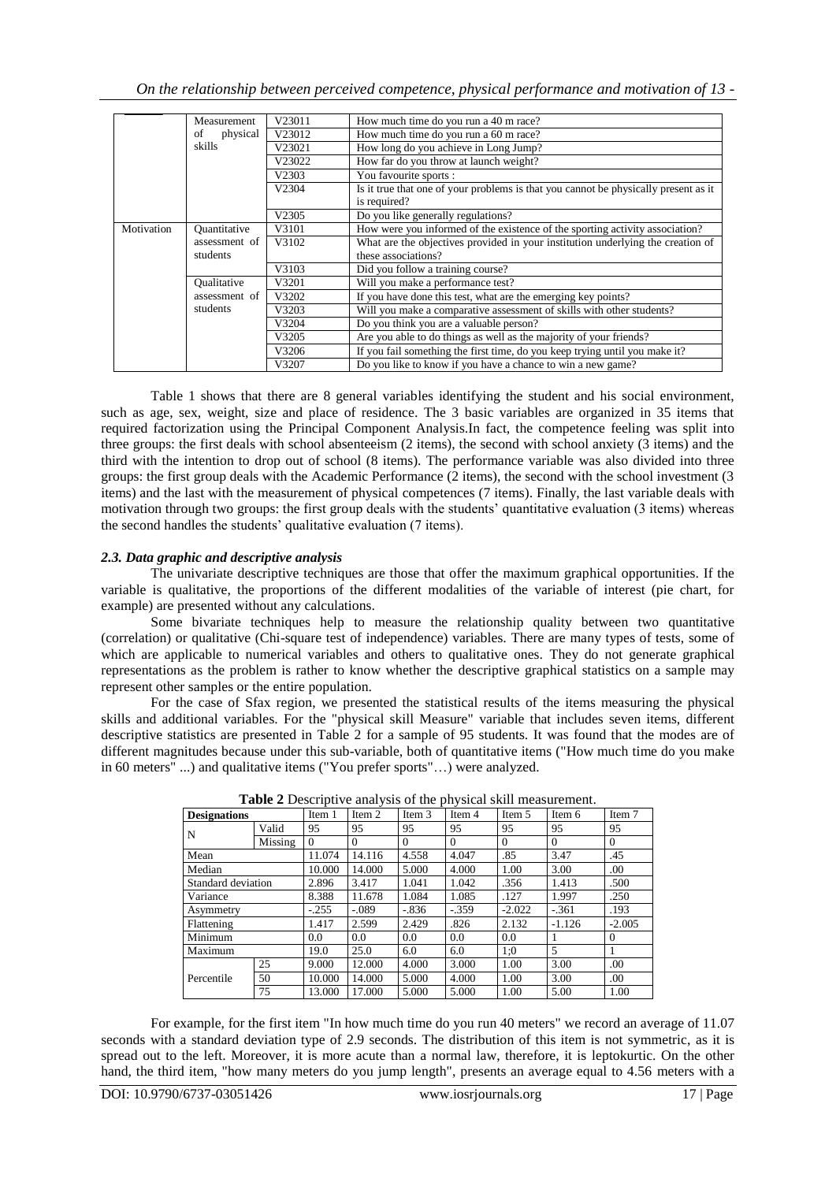| | Measurement of physical skills | V23011 | How much time do you run a 40 m race? |
|---|---|---|---|
| | | V23012 | How much time do you run a 60 m race? |
| | | V23021 | How long do you achieve in Long Jump? |
| | | V23022 | How far do you throw at launch weight? |
| | | V2303 | You favourite sports : |
| | | V2304 | Is it true that one of your problems is that you cannot be physically present as it is required? |
| | | V2305 | Do you like generally regulations? |
| Motivation | Quantitative assessment of students | V3101 | How were you informed of the existence of the sporting activity association? |
| | | V3102 | What are the objectives provided in your institution underlying the creation of these associations? |
| | | V3103 | Did you follow a training course? |
| | Qualitative assessment of students | V3201 | Will you make a performance test? |
| | | V3202 | If you have done this test, what are the emerging key points? |
| | | V3203 | Will you make a comparative assessment of skills with other students? |
| | | V3204 | Do you think you are a valuable person? |
| | | V3205 | Are you able to do things as well as the majority of your friends? |
| | | V3206 | If you fail something the first time, do you keep trying until you make it? |
| | | V3207 | Do you like to know if you have a chance to win a new game? |

Table 1 shows that there are 8 general variables identifying the student and his social environment, such as age, sex, weight, size and place of residence. The 3 basic variables are organized in 35 items that required factorization using the Principal Component Analysis.In fact, the competence feeling was split into three groups: the first deals with school absenteeism (2 items), the second with school anxiety (3 items) and the third with the intention to drop out of school (8 items). The performance variable was also divided into three groups: the first group deals with the Academic Performance (2 items), the second with the school investment (3 items) and the last with the measurement of physical competences (7 items). Finally, the last variable deals with motivation through two groups: the first group deals with the students' quantitative evaluation (3 items) whereas the second handles the students' qualitative evaluation (7 items).

### *2.3. Data graphic and descriptive analysis*

The univariate descriptive techniques are those that offer the maximum graphical opportunities. If the variable is qualitative, the proportions of the different modalities of the variable of interest (pie chart, for example) are presented without any calculations.

Some bivariate techniques help to measure the relationship quality between two quantitative (correlation) or qualitative (Chi-square test of independence) variables. There are many types of tests, some of which are applicable to numerical variables and others to qualitative ones. They do not generate graphical representations as the problem is rather to know whether the descriptive graphical statistics on a sample may represent other samples or the entire population.

For the case of Sfax region, we presented the statistical results of the items measuring the physical skills and additional variables. For the "physical skill Measure" variable that includes seven items, different descriptive statistics are presented in Table 2 for a sample of 95 students. It was found that the modes are of different magnitudes because under this sub-variable, both of quantitative items ("How much time do you make in 60 meters" ...) and qualitative items ("You prefer sports"…) were analyzed.

**Table 2** Descriptive analysis of the physical skill measurement.

| Designations | | Item 1 | Item 2 | Item 3 | Item 4 | Item 5 | Item 6 | Item 7 |
|---|---|---|---|---|---|---|---|---|
| N | Valid | 95 | 95 | 95 | 95 | 95 | 95 | 95 |
| | Missing | 0 | 0 | 0 | 0 | 0 | 0 | 0 |
| Mean | | 11.074 | 14.116 | 4.558 | 4.047 | .85 | 3.47 | .45 |
| Median | | 10.000 | 14.000 | 5.000 | 4.000 | 1.00 | 3.00 | .00 |
| Standard deviation | | 2.896 | 3.417 | 1.041 | 1.042 | .356 | 1.413 | .500 |
| Variance | | 8.388 | 11.678 | 1.084 | 1.085 | .127 | 1.997 | .250 |
| Asymmetry | | -.255 | -.089 | -.836 | -.359 | -2.022 | -.361 | .193 |
| Flattening | | 1.417 | 2.599 | 2.429 | .826 | 2.132 | -1.126 | -2.005 |
| Minimum | | 0.0 | 0.0 | 0.0 | 0.0 | 0.0 | 1 | 0 |
| Maximum | | 19.0 | 25.0 | 6.0 | 6.0 | 1;0 | 5 | 1 |
| Percentile | 25 | 9.000 | 12.000 | 4.000 | 3.000 | 1.00 | 3.00 | .00 |
| | 50 | 10.000 | 14.000 | 5.000 | 4.000 | 1.00 | 3.00 | .00 |
| | 75 | 13.000 | 17.000 | 5.000 | 5.000 | 1.00 | 5.00 | 1.00 |

For example, for the first item "In how much time do you run 40 meters" we record an average of 11.07 seconds with a standard deviation type of 2.9 seconds. The distribution of this item is not symmetric, as it is spread out to the left. Moreover, it is more acute than a normal law, therefore, it is leptokurtic. On the other hand, the third item, "how many meters do you jump length", presents an average equal to 4.56 meters with a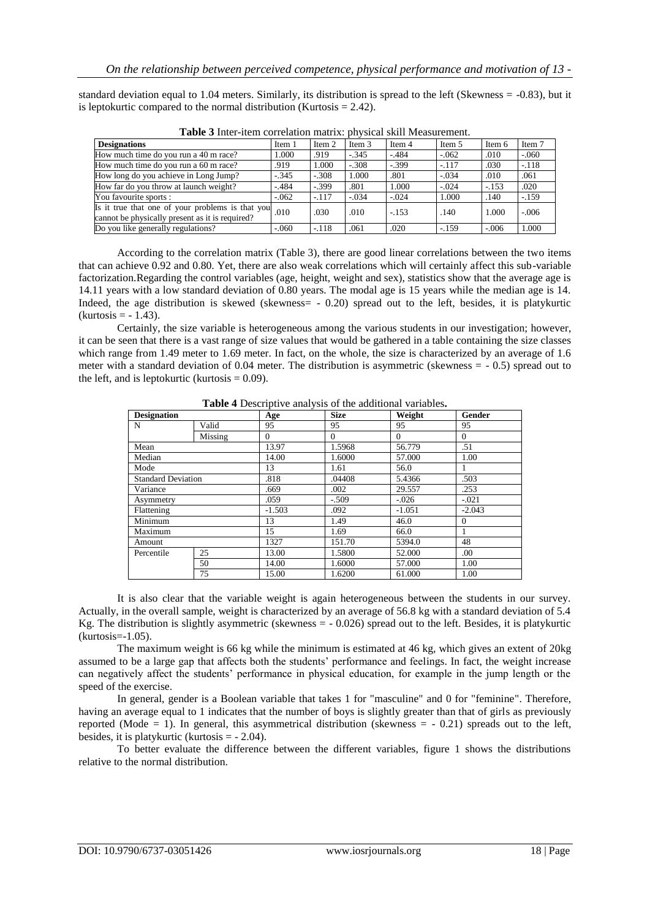standard deviation equal to 1.04 meters. Similarly, its distribution is spread to the left (Skewness = -0.83), but it is leptokurtic compared to the normal distribution (Kurtosis = 2.42).

**Table 3** Inter-item correlation matrix: physical skill Measurement.

| Designations | Item 1 | Item 2 | Item 3 | Item 4 | Item 5 | Item 6 | Item 7 |
|---|---|---|---|---|---|---|---|
| How much time do you run a 40 m race? | 1.000 | .919 | -.345 | -.484 | -.062 | .010 | -.060 |
| How much time do you run a 60 m race? | .919 | 1.000 | -.308 | -.399 | -.117 | .030 | -.118 |
| How long do you achieve in Long Jump? | -.345 | -.308 | 1.000 | .801 | -.034 | .010 | .061 |
| How far do you throw at launch weight? | -.484 | -.399 | .801 | 1.000 | -.024 | -.153 | .020 |
| You favourite sports : | -.062 | -.117 | -.034 | -.024 | 1.000 | .140 | -.159 |
| Is it true that one of your problems is that you cannot be physically present as it is required? | .010 | .030 | .010 | -.153 | .140 | 1.000 | -.006 |
| Do you like generally regulations? | -.060 | -.118 | .061 | .020 | -.159 | -.006 | 1.000 |

According to the correlation matrix (Table 3), there are good linear correlations between the two items that can achieve 0.92 and 0.80. Yet, there are also weak correlations which will certainly affect this sub-variable factorization.Regarding the control variables (age, height, weight and sex), statistics show that the average age is 14.11 years with a low standard deviation of 0.80 years. The modal age is 15 years while the median age is 14. Indeed, the age distribution is skewed (skewness= - 0.20) spread out to the left, besides, it is platykurtic (kurtosis = - 1.43).

Certainly, the size variable is heterogeneous among the various students in our investigation; however, it can be seen that there is a vast range of size values that would be gathered in a table containing the size classes which range from 1.49 meter to 1.69 meter. In fact, on the whole, the size is characterized by an average of 1.6 meter with a standard deviation of 0.04 meter. The distribution is asymmetric (skewness = - 0.5) spread out to the left, and is leptokurtic (kurtosis = 0.09).

**Table 4** Descriptive analysis of the additional variables**.**

| Designation | | Age | Size | Weight | Gender |
|---|---|---|---|---|---|
| N | Valid | 95 | 95 | 95 | 95 |
| | Missing | 0 | 0 | 0 | 0 |
| Mean | | 13.97 | 1.5968 | 56.779 | .51 |
| Median | | 14.00 | 1.6000 | 57.000 | 1.00 |
| Mode | | 13 | 1.61 | 56.0 | 1 |
| Standard Deviation | | .818 | .04408 | 5.4366 | .503 |
| Variance | | .669 | .002 | 29.557 | .253 |
| Asymmetry | | .059 | -.509 | -.026 | -.021 |
| Flattening | | -1.503 | .092 | -1.051 | -2.043 |
| Minimum | | 13 | 1.49 | 46.0 | 0 |
| Maximum | | 15 | 1.69 | 66.0 | 1 |
| Amount | | 1327 | 151.70 | 5394.0 | 48 |
| Percentile | 25 | 13.00 | 1.5800 | 52.000 | .00 |
| | 50 | 14.00 | 1.6000 | 57.000 | 1.00 |
| | 75 | 15.00 | 1.6200 | 61.000 | 1.00 |

It is also clear that the variable weight is again heterogeneous between the students in our survey. Actually, in the overall sample, weight is characterized by an average of 56.8 kg with a standard deviation of 5.4 Kg. The distribution is slightly asymmetric (skewness = - 0.026) spread out to the left. Besides, it is platykurtic (kurtosis=-1.05).

The maximum weight is 66 kg while the minimum is estimated at 46 kg, which gives an extent of 20kg assumed to be a large gap that affects both the students' performance and feelings. In fact, the weight increase can negatively affect the students' performance in physical education, for example in the jump length or the speed of the exercise.

In general, gender is a Boolean variable that takes 1 for "masculine" and 0 for "feminine". Therefore, having an average equal to 1 indicates that the number of boys is slightly greater than that of girls as previously reported (Mode = 1). In general, this asymmetrical distribution (skewness = - 0.21) spreads out to the left, besides, it is platykurtic (kurtosis = - 2.04).

To better evaluate the difference between the different variables, figure 1 shows the distributions relative to the normal distribution.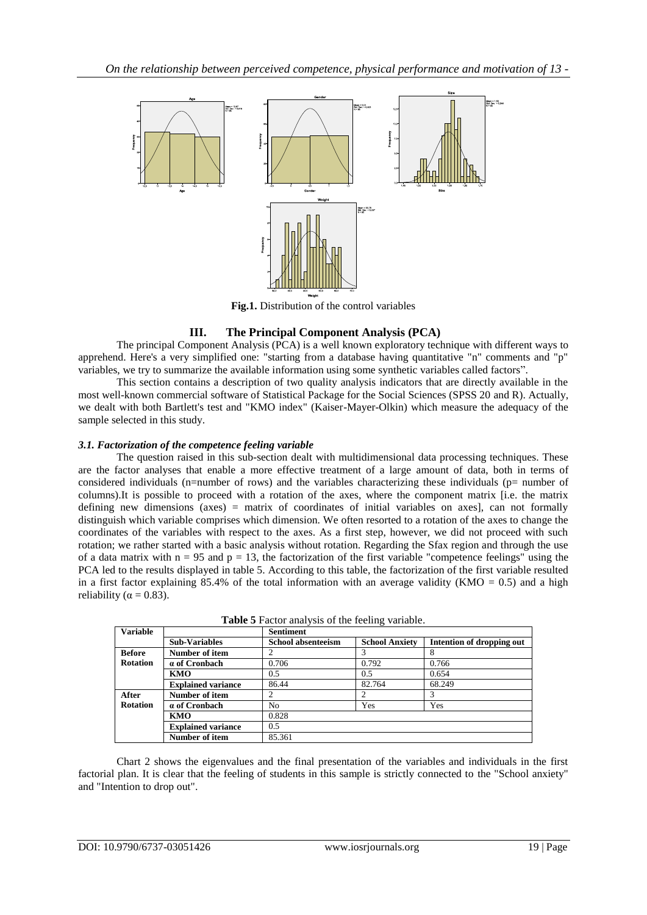**Fig.1.** Distribution of the control variables

## III. The Principal Component Analysis (PCA)

The principal Component Analysis (PCA) is a well known exploratory technique with different ways to apprehend. Here's a very simplified one: "starting from a database having quantitative "n" comments and "p" variables, we try to summarize the available information using some synthetic variables called factors".

This section contains a description of two quality analysis indicators that are directly available in the most well-known commercial software of Statistical Package for the Social Sciences (SPSS 20 and R). Actually, we dealt with both Bartlett's test and "KMO index" (Kaiser-Mayer-Olkin) which measure the adequacy of the sample selected in this study.

### *3.1. Factorization of the competence feeling variable*

The question raised in this sub-section dealt with multidimensional data processing techniques. These are the factor analyses that enable a more effective treatment of a large amount of data, both in terms of considered individuals (n=number of rows) and the variables characterizing these individuals (p= number of columns).It is possible to proceed with a rotation of the axes, where the component matrix [i.e. the matrix defining new dimensions (axes) = matrix of coordinates of initial variables on axes], can not formally distinguish which variable comprises which dimension. We often resorted to a rotation of the axes to change the coordinates of the variables with respect to the axes. As a first step, however, we did not proceed with such rotation; we rather started with a basic analysis without rotation. Regarding the Sfax region and through the use of a data matrix with $n = 95$ and $p = 13$, the factorization of the first variable "competence feelings" using the PCA led to the results displayed in table 5. According to this table, the factorization of the first variable resulted in a first factor explaining 85.4% of the total information with an average validity (KMO = 0.5) and a high reliability ($\alpha = 0.83$).

**Table 5** Factor analysis of the feeling variable.

| Variable | | Sentiment | | |
|---|---|---|---|---|
| | **Sub-Variables** | **School absenteeism** | **School Anxiety** | **Intention of dropping out** |
| **Before Rotation** | **Number of item** | 2 | 3 | 8 |
| | **α of Cronbach** | 0.706 | 0.792 | 0.766 |
| | **KMO** | 0.5 | 0.5 | 0.654 |
| | **Explained variance** | 86.44 | 82.764 | 68.249 |
| **After Rotation** | **Number of item** | 2 | 2 | 3 |
| | **α of Cronbach** | No | Yes | Yes |
| | **KMO** | 0.828 | | |
| | **Explained variance** | 0.5 | | |
| | **Number of item** | 85.361 | | |

Chart 2 shows the eigenvalues and the final presentation of the variables and individuals in the first factorial plan. It is clear that the feeling of students in this sample is strictly connected to the "School anxiety" and "Intention to drop out".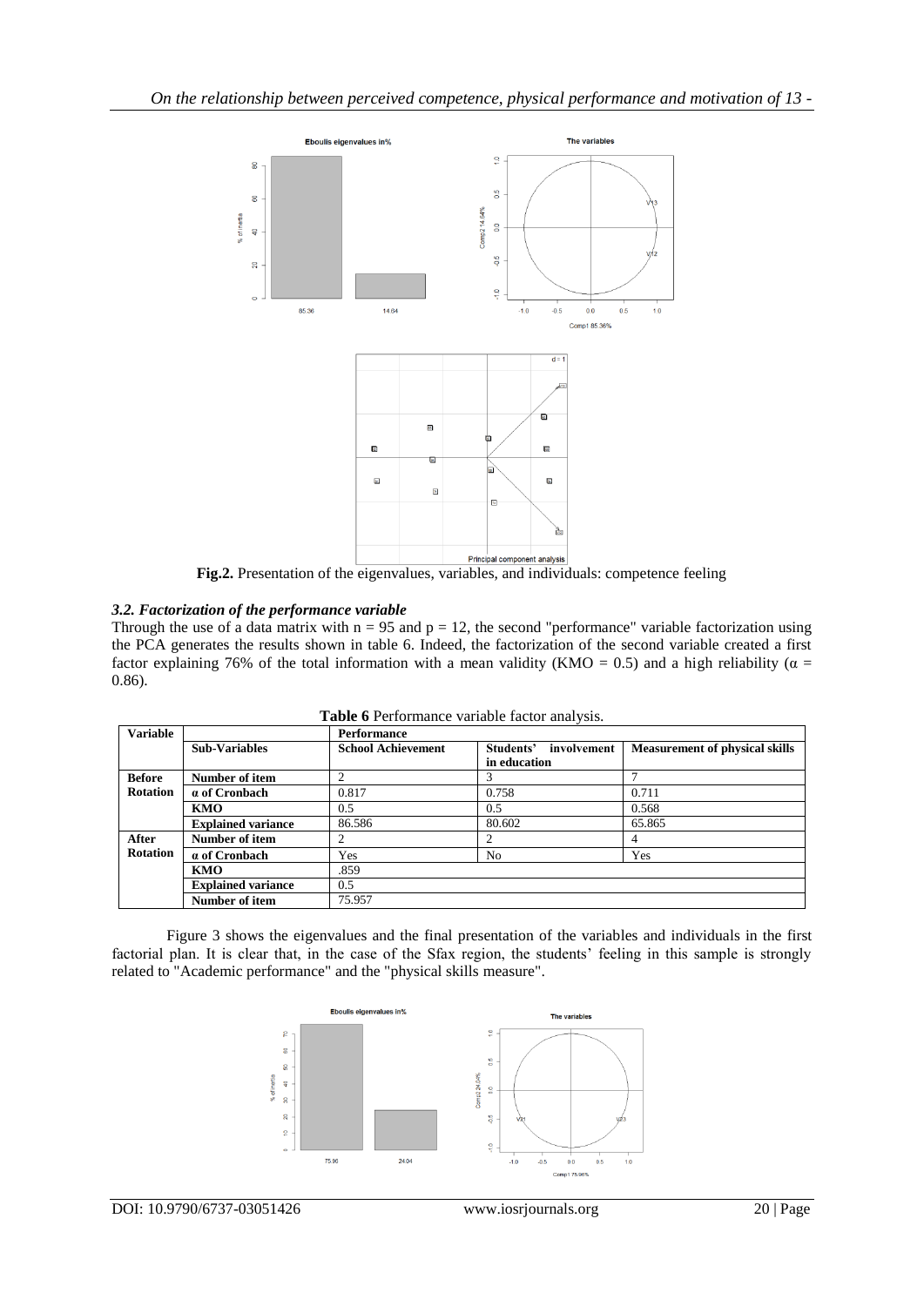**Fig.2.** Presentation of the eigenvalues, variables, and individuals: competence feeling

### *3.2. Factorization of the performance variable*

Through the use of a data matrix with n = 95 and p = 12, the second "performance" variable factorization using the PCA generates the results shown in table 6. Indeed, the factorization of the second variable created a first factor explaining 76% of the total information with a mean validity (KMO = 0.5) and a high reliability ($\alpha$ = 0.86).

**Table 6** Performance variable factor analysis.

| Variable | | Performance | | |
|---|---|---|---|---|
| | **Sub-Variables** | **School Achievement** | **Students' involvement in education** | **Measurement of physical skills** |
| **Before Rotation** | **Number of item** | 2 | 3 | 7 |
| | **α of Cronbach** | 0.817 | 0.758 | 0.711 |
| | **KMO** | 0.5 | 0.5 | 0.568 |
| | **Explained variance** | 86.586 | 80.602 | 65.865 |
| **After Rotation** | **Number of item** | 2 | 2 | 4 |
| | **α of Cronbach** | Yes | No | Yes |
| | **KMO** | .859 | | |
| | **Explained variance** | 0.5 | | |
| | **Number of item** | 75.957 | | |

Figure 3 shows the eigenvalues and the final presentation of the variables and individuals in the first factorial plan. It is clear that, in the case of the Sfax region, the students' feeling in this sample is strongly related to "Academic performance" and the "physical skills measure".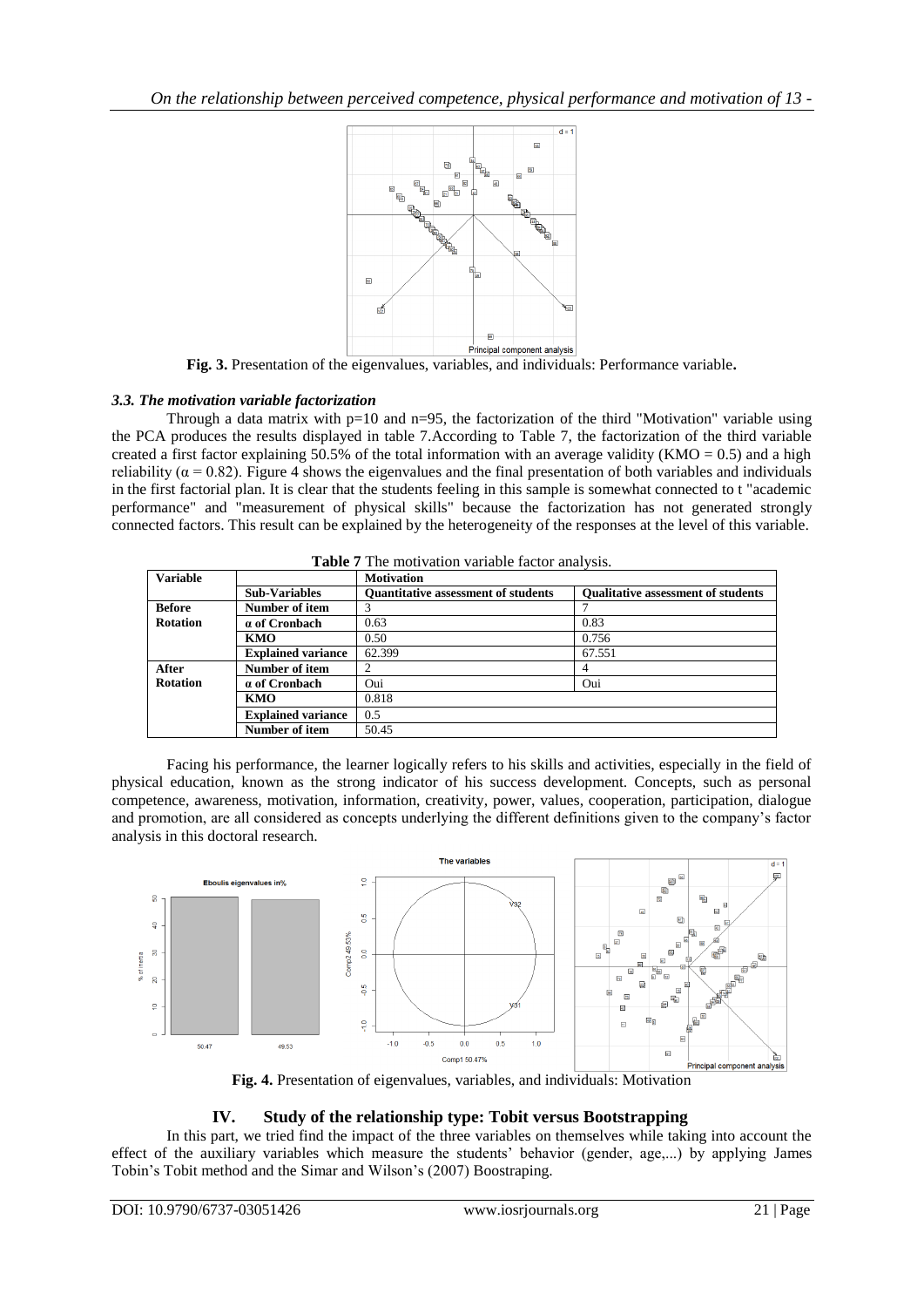**Fig. 3.** Presentation of the eigenvalues, variables, and individuals: Performance variable**.**

### *3.3. The motivation variable factorization*

Through a data matrix with p=10 and n=95, the factorization of the third "Motivation" variable using the PCA produces the results displayed in table 7.According to Table 7, the factorization of the third variable created a first factor explaining 50.5% of the total information with an average validity (KMO = 0.5) and a high reliability (α = 0.82). Figure 4 shows the eigenvalues and the final presentation of both variables and individuals in the first factorial plan. It is clear that the students feeling in this sample is somewhat connected to t "academic performance" and "measurement of physical skills" because the factorization has not generated strongly connected factors. This result can be explained by the heterogeneity of the responses at the level of this variable.

**Table 7** The motivation variable factor analysis.

| Variable | | Motivation | |
|---|---|---|---|
| | **Sub-Variables** | **Quantitative assessment of students** | **Qualitative assessment of students** |
| **Before Rotation** | **Number of item** | 3 | 7 |
| | **α of Cronbach** | 0.63 | 0.83 |
| | **KMO** | 0.50 | 0.756 |
| | **Explained variance** | 62.399 | 67.551 |
| **After Rotation** | **Number of item** | 2 | 4 |
| | **α of Cronbach** | Oui | Oui |
| | **KMO** | 0.818 | |
| | **Explained variance** | 0.5 | |
| | **Number of item** | 50.45 | |

Facing his performance, the learner logically refers to his skills and activities, especially in the field of physical education, known as the strong indicator of his success development. Concepts, such as personal competence, awareness, motivation, information, creativity, power, values, cooperation, participation, dialogue and promotion, are all considered as concepts underlying the different definitions given to the company's factor analysis in this doctoral research.

**Fig. 4.** Presentation of eigenvalues, variables, and individuals: Motivation

## IV. Study of the relationship type: Tobit versus Bootstrapping

In this part, we tried find the impact of the three variables on themselves while taking into account the effect of the auxiliary variables which measure the students' behavior (gender, age,...) by applying James Tobin's Tobit method and the Simar and Wilson's (2007) Boostraping.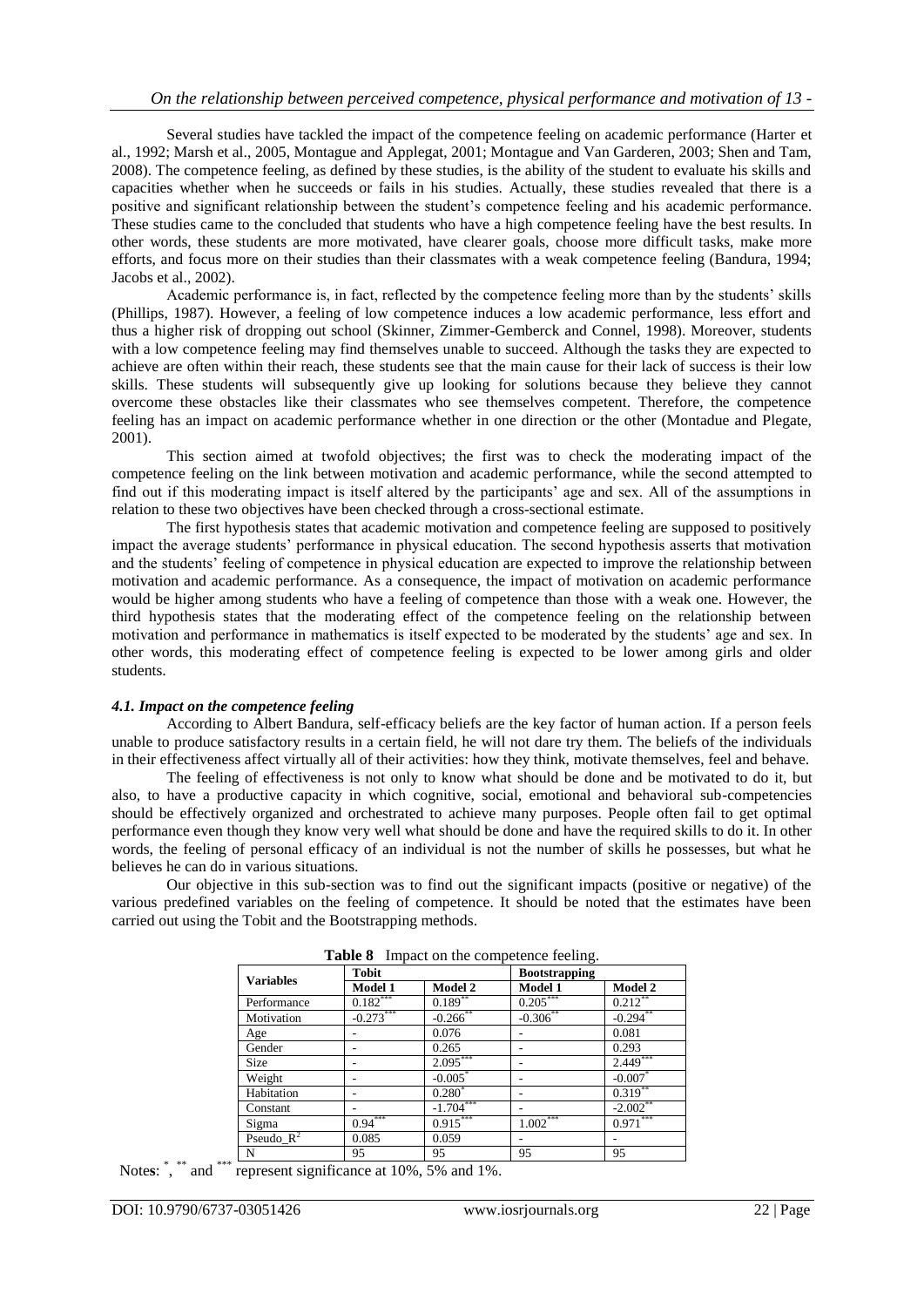Several studies have tackled the impact of the competence feeling on academic performance (Harter et al., 1992; Marsh et al., 2005, Montague and Applegat, 2001; Montague and Van Garderen, 2003; Shen and Tam, 2008). The competence feeling, as defined by these studies, is the ability of the student to evaluate his skills and capacities whether when he succeeds or fails in his studies. Actually, these studies revealed that there is a positive and significant relationship between the student's competence feeling and his academic performance. These studies came to the concluded that students who have a high competence feeling have the best results. In other words, these students are more motivated, have clearer goals, choose more difficult tasks, make more efforts, and focus more on their studies than their classmates with a weak competence feeling (Bandura, 1994; Jacobs et al., 2002).

Academic performance is, in fact, reflected by the competence feeling more than by the students' skills (Phillips, 1987). However, a feeling of low competence induces a low academic performance, less effort and thus a higher risk of dropping out school (Skinner, Zimmer-Gemberck and Connel, 1998). Moreover, students with a low competence feeling may find themselves unable to succeed. Although the tasks they are expected to achieve are often within their reach, these students see that the main cause for their lack of success is their low skills. These students will subsequently give up looking for solutions because they believe they cannot overcome these obstacles like their classmates who see themselves competent. Therefore, the competence feeling has an impact on academic performance whether in one direction or the other (Montadue and Plegate, 2001).

This section aimed at twofold objectives; the first was to check the moderating impact of the competence feeling on the link between motivation and academic performance, while the second attempted to find out if this moderating impact is itself altered by the participants' age and sex. All of the assumptions in relation to these two objectives have been checked through a cross-sectional estimate.

The first hypothesis states that academic motivation and competence feeling are supposed to positively impact the average students' performance in physical education. The second hypothesis asserts that motivation and the students' feeling of competence in physical education are expected to improve the relationship between motivation and academic performance. As a consequence, the impact of motivation on academic performance would be higher among students who have a feeling of competence than those with a weak one. However, the third hypothesis states that the moderating effect of the competence feeling on the relationship between motivation and performance in mathematics is itself expected to be moderated by the students' age and sex. In other words, this moderating effect of competence feeling is expected to be lower among girls and older students.

#### *4.1. Impact on the competence feeling*

According to Albert Bandura, self-efficacy beliefs are the key factor of human action. If a person feels unable to produce satisfactory results in a certain field, he will not dare try them. The beliefs of the individuals in their effectiveness affect virtually all of their activities: how they think, motivate themselves, feel and behave.

The feeling of effectiveness is not only to know what should be done and be motivated to do it, but also, to have a productive capacity in which cognitive, social, emotional and behavioral sub-competencies should be effectively organized and orchestrated to achieve many purposes. People often fail to get optimal performance even though they know very well what should be done and have the required skills to do it. In other words, the feeling of personal efficacy of an individual is not the number of skills he possesses, but what he believes he can do in various situations.

Our objective in this sub-section was to find out the significant impacts (positive or negative) of the various predefined variables on the feeling of competence. It should be noted that the estimates have been carried out using the Tobit and the Bootstrapping methods.

**Table 8** Impact on the competence feeling.

| Variables | Tobit | | Bootstrapping | |
|---|---|---|---|---|
| | Model 1 | Model 2 | Model 1 | Model 2 |
| Performance | 0.182*** | 0.189** | 0.205*** | 0.212** |
| Motivation | -0.273*** | -0.266** | -0.306** | -0.294** |
| Age | - | 0.076 | - | 0.081 |
| Gender | - | 0.265 | - | 0.293 |
| Size | - | 2.095*** | - | 2.449*** |
| Weight | - | -0.005* | - | -0.007* |
| Habitation | - | 0.280* | - | 0.319** |
| Constant | - | -1.704*** | - | -2.002** |
| Sigma | 0.94*** | 0.915*** | 1.002*** | 0.971*** |
| Pseudo_$R^2$ | 0.085 | 0.059 | - | - |
| N | 95 | 95 | 95 | 95 |

Notes: *, ** and *** represent significance at 10%, 5% and 1%.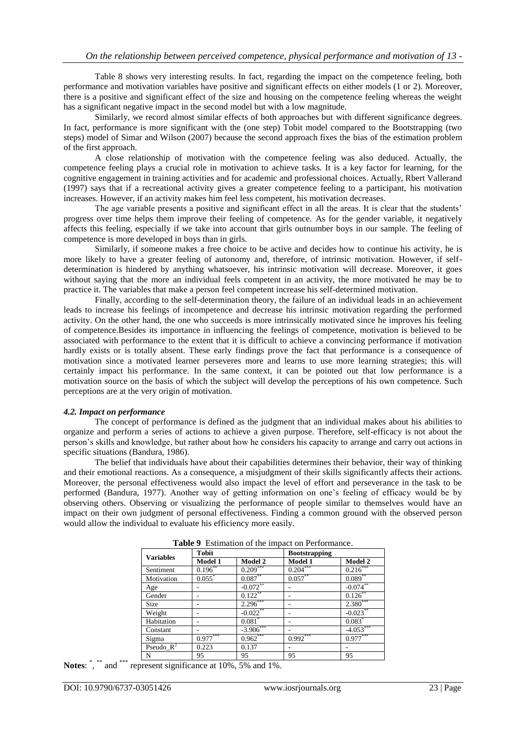Table 8 shows very interesting results. In fact, regarding the impact on the competence feeling, both performance and motivation variables have positive and significant effects on either models (1 or 2). Moreover, there is a positive and significant effect of the size and housing on the competence feeling whereas the weight has a significant negative impact in the second model but with a low magnitude.

Similarly, we record almost similar effects of both approaches but with different significance degrees. In fact, performance is more significant with the (one step) Tobit model compared to the Bootstrapping (two steps) model of Simar and Wilson (2007) because the second approach fixes the bias of the estimation problem of the first approach.

A close relationship of motivation with the competence feeling was also deduced. Actually, the competence feeling plays a crucial role in motivation to achieve tasks. It is a key factor for learning, for the cognitive engagement in training activities and for academic and professional choices. Actually, Rbert Vallerand (1997) says that if a recreational activity gives a greater competence feeling to a participant, his motivation increases. However, if an activity makes him feel less competent, his motivation decreases.

The age variable presents a positive and significant effect in all the areas. It is clear that the students' progress over time helps them improve their feeling of competence. As for the gender variable, it negatively affects this feeling, especially if we take into account that girls outnumber boys in our sample. The feeling of competence is more developed in boys than in girls.

Similarly, if someone makes a free choice to be active and decides how to continue his activity, he is more likely to have a greater feeling of autonomy and, therefore, of intrinsic motivation. However, if self-determination is hindered by anything whatsoever, his intrinsic motivation will decrease. Moreover, it goes without saying that the more an individual feels competent in an activity, the more motivated he may be to practice it. The variables that make a person feel competent increase his self-determined motivation.

Finally, according to the self-determination theory, the failure of an individual leads in an achievement leads to increase his feelings of incompetence and decrease his intrinsic motivation regarding the performed activity. On the other hand, the one who succeeds is more intrinsically motivated since he improves his feeling of competence.Besides its importance in influencing the feelings of competence, motivation is believed to be associated with performance to the extent that it is difficult to achieve a convincing performance if motivation hardly exists or is totally absent. These early findings prove the fact that performance is a consequence of motivation since a motivated learner perseveres more and learns to use more learning strategies; this will certainly impact his performance. In the same context, it can be pointed out that low performance is a motivation source on the basis of which the subject will develop the perceptions of his own competence. Such perceptions are at the very origin of motivation.

### *4.2. Impact on performance*

The concept of performance is defined as the judgment that an individual makes about his abilities to organize and perform a series of actions to achieve a given purpose. Therefore, self-efficacy is not about the person's skills and knowledge, but rather about how he considers his capacity to arrange and carry out actions in specific situations (Bandura, 1986).

The belief that individuals have about their capabilities determines their behavior, their way of thinking and their emotional reactions. As a consequence, a misjudgment of their skills significantly affects their actions. Moreover, the personal effectiveness would also impact the level of effort and perseverance in the task to be performed (Bandura, 1977). Another way of getting information on one's feeling of efficacy would be by observing others. Observing or visualizing the performance of people similar to themselves would have an impact on their own judgment of personal effectiveness. Finding a common ground with the observed person would allow the individual to evaluate his efficiency more easily.

**Table 9** Estimation of the impact on Performance.

| Variables | Tobit | | Bootstrapping | |
|---|---|---|---|---|
| | Model 1 | Model 2 | Model 1 | Model 2 |
| Sentiment | 0.196** | 0.209*** | 0.204*** | 0.216*** |
| Motivation | 0.055* | 0.087** | 0.057** | 0.089** |
| Age | - | -0.072** | - | -0.074** |
| Gender | - | 0.122** | - | 0.126** |
| Size | - | 2.296*** | - | 2.380*** |
| Weight | - | -0.022** | - | -0.023** |
| Habitation | - | 0.081* | - | 0.083* |
| Constant | - | -3.906*** | - | -4.053*** |
| Sigma | 0.977*** | 0.962*** | 0.992*** | 0.977*** |
| Pseudo_$R^2$ | 0.223 | 0.137 | - | - |
| N | 95 | 95 | 95 | 95 |

**Notes**: *, ** and *** represent significance at 10%, 5% and 1%.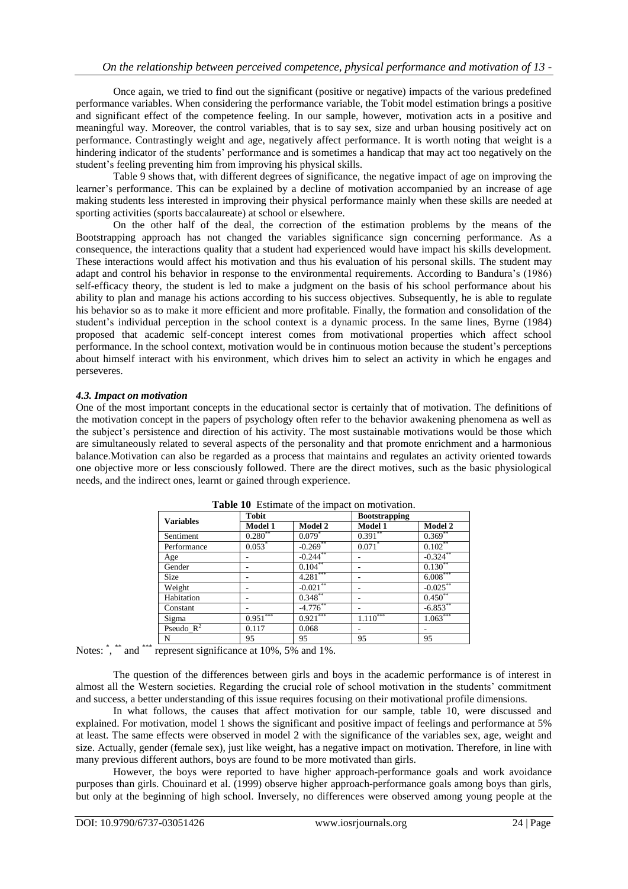Once again, we tried to find out the significant (positive or negative) impacts of the various predefined performance variables. When considering the performance variable, the Tobit model estimation brings a positive and significant effect of the competence feeling. In our sample, however, motivation acts in a positive and meaningful way. Moreover, the control variables, that is to say sex, size and urban housing positively act on performance. Contrastingly weight and age, negatively affect performance. It is worth noting that weight is a hindering indicator of the students' performance and is sometimes a handicap that may act too negatively on the student's feeling preventing him from improving his physical skills.

Table 9 shows that, with different degrees of significance, the negative impact of age on improving the learner's performance. This can be explained by a decline of motivation accompanied by an increase of age making students less interested in improving their physical performance mainly when these skills are needed at sporting activities (sports baccalaureate) at school or elsewhere.

On the other half of the deal, the correction of the estimation problems by the means of the Bootstrapping approach has not changed the variables significance sign concerning performance. As a consequence, the interactions quality that a student had experienced would have impact his skills development. These interactions would affect his motivation and thus his evaluation of his personal skills. The student may adapt and control his behavior in response to the environmental requirements. According to Bandura's (1986) self-efficacy theory, the student is led to make a judgment on the basis of his school performance about his ability to plan and manage his actions according to his success objectives. Subsequently, he is able to regulate his behavior so as to make it more efficient and more profitable. Finally, the formation and consolidation of the student's individual perception in the school context is a dynamic process. In the same lines, Byrne (1984) proposed that academic self-concept interest comes from motivational properties which affect school performance. In the school context, motivation would be in continuous motion because the student's perceptions about himself interact with his environment, which drives him to select an activity in which he engages and perseveres.

#### *4.3. Impact on motivation*

One of the most important concepts in the educational sector is certainly that of motivation. The definitions of the motivation concept in the papers of psychology often refer to the behavior awakening phenomena as well as the subject's persistence and direction of his activity. The most sustainable motivations would be those which are simultaneously related to several aspects of the personality and that promote enrichment and a harmonious balance.Motivation can also be regarded as a process that maintains and regulates an activity oriented towards one objective more or less consciously followed. There are the direct motives, such as the basic physiological needs, and the indirect ones, learnt or gained through experience.

**Table 10** Estimate of the impact on motivation.

| Variables | Tobit | | Bootstrapping | |
|---|---|---|---|---|
| | Model 1 | Model 2 | Model 1 | Model 2 |
| Sentiment | $0.280^{**}$ | $0.079^{*}$ | $0.391^{**}$ | $0.369^{**}$ |
| Performance | $0.053^{*}$ | $-0.269^{**}$ | $0.071^{*}$ | $0.102^{**}$ |
| Age | - | $-0.244^{**}$ | - | $-0.324^{**}$ |
| Gender | - | $0.104^{**}$ | - | $0.130^{**}$ |
| Size | - | $4.281^{***}$ | - | $6.008^{***}$ |
| Weight | - | $-0.021^{**}$ | - | $-0.025^{**}$ |
| Habitation | - | $0.348^{**}$ | - | $0.450^{**}$ |
| Constant | - | $-4.776^{**}$ | - | $-6.853^{**}$ |
| Sigma | $0.951^{***}$ | $0.921^{***}$ | $1.110^{***}$ | $1.063^{***}$ |
| Pseudo_$R^2$ | 0.117 | 0.068 | - | - |
| N | 95 | 95 | 95 | 95 |

Notes: $^{*}$, $^{**}$ and $^{***}$ represent significance at 10%, 5% and 1%.

The question of the differences between girls and boys in the academic performance is of interest in almost all the Western societies. Regarding the crucial role of school motivation in the students' commitment and success, a better understanding of this issue requires focusing on their motivational profile dimensions.

In what follows, the causes that affect motivation for our sample, table 10, were discussed and explained. For motivation, model 1 shows the significant and positive impact of feelings and performance at 5% at least. The same effects were observed in model 2 with the significance of the variables sex, age, weight and size. Actually, gender (female sex), just like weight, has a negative impact on motivation. Therefore, in line with many previous different authors, boys are found to be more motivated than girls.

However, the boys were reported to have higher approach-performance goals and work avoidance purposes than girls. Chouinard et al. (1999) observe higher approach-performance goals among boys than girls, but only at the beginning of high school. Inversely, no differences were observed among young people at the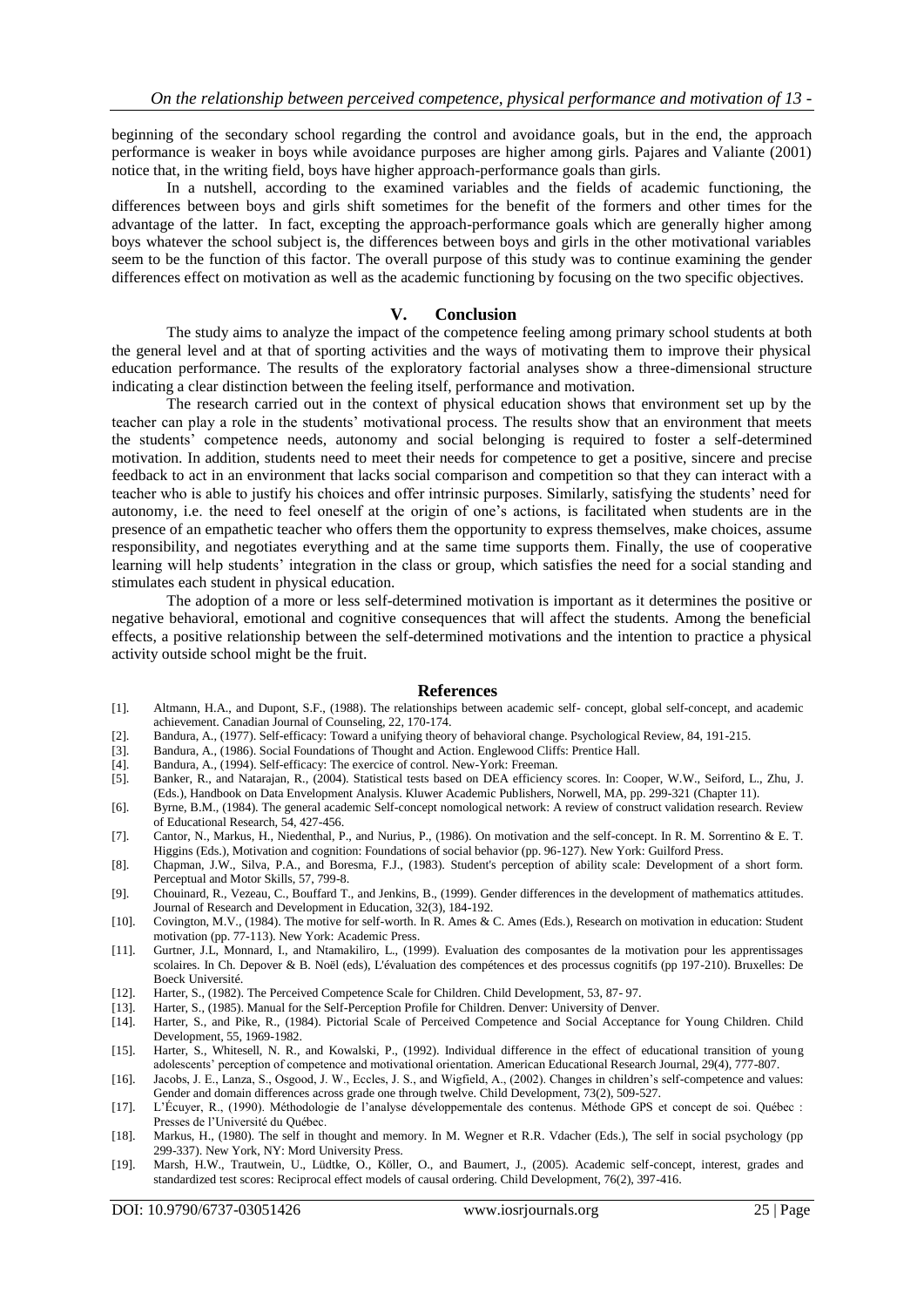beginning of the secondary school regarding the control and avoidance goals, but in the end, the approach performance is weaker in boys while avoidance purposes are higher among girls. Pajares and Valiante (2001) notice that, in the writing field, boys have higher approach-performance goals than girls.

In a nutshell, according to the examined variables and the fields of academic functioning, the differences between boys and girls shift sometimes for the benefit of the formers and other times for the advantage of the latter. In fact, excepting the approach-performance goals which are generally higher among boys whatever the school subject is, the differences between boys and girls in the other motivational variables seem to be the function of this factor. The overall purpose of this study was to continue examining the gender differences effect on motivation as well as the academic functioning by focusing on the two specific objectives.

## V. Conclusion

The study aims to analyze the impact of the competence feeling among primary school students at both the general level and at that of sporting activities and the ways of motivating them to improve their physical education performance. The results of the exploratory factorial analyses show a three-dimensional structure indicating a clear distinction between the feeling itself, performance and motivation.

The research carried out in the context of physical education shows that environment set up by the teacher can play a role in the students' motivational process. The results show that an environment that meets the students' competence needs, autonomy and social belonging is required to foster a self-determined motivation. In addition, students need to meet their needs for competence to get a positive, sincere and precise feedback to act in an environment that lacks social comparison and competition so that they can interact with a teacher who is able to justify his choices and offer intrinsic purposes. Similarly, satisfying the students' need for autonomy, i.e. the need to feel oneself at the origin of one's actions, is facilitated when students are in the presence of an empathetic teacher who offers them the opportunity to express themselves, make choices, assume responsibility, and negotiates everything and at the same time supports them. Finally, the use of cooperative learning will help students' integration in the class or group, which satisfies the need for a social standing and stimulates each student in physical education.

The adoption of a more or less self-determined motivation is important as it determines the positive or negative behavioral, emotional and cognitive consequences that will affect the students. Among the beneficial effects, a positive relationship between the self-determined motivations and the intention to practice a physical activity outside school might be the fruit.

## References

[1]. Altmann, H.A., and Dupont, S.F., (1988). The relationships between academic self- concept, global self-concept, and academic achievement. Canadian Journal of Counseling, 22, 170-174.

[2]. Bandura, A., (1977). Self-efficacy: Toward a unifying theory of behavioral change. Psychological Review, 84, 191-215.

[3]. Bandura, A., (1986). Social Foundations of Thought and Action. Englewood Cliffs: Prentice Hall.

[4]. Bandura, A., (1994). Self-efficacy: The exercice of control. New-York: Freeman.

[5]. Banker, R., and Natarajan, R., (2004). Statistical tests based on DEA efficiency scores. In: Cooper, W.W., Seiford, L., Zhu, J. (Eds.), Handbook on Data Envelopment Analysis. Kluwer Academic Publishers, Norwell, MA, pp. 299-321 (Chapter 11).

[6]. Byrne, B.M., (1984). The general academic Self-concept nomological network: A review of construct validation research. Review of Educational Research, 54, 427-456.

[7]. Cantor, N., Markus, H., Niedenthal, P., and Nurius, P., (1986). On motivation and the self-concept. In R. M. Sorrentino & E. T. Higgins (Eds.), Motivation and cognition: Foundations of social behavior (pp. 96-127). New York: Guilford Press.

[8]. Chapman, J.W., Silva, P.A., and Boresma, F.J., (1983). Student's perception of ability scale: Development of a short form. Perceptual and Motor Skills, 57, 799-8.

[9]. Chouinard, R., Vezeau, C., Bouffard T., and Jenkins, B., (1999). Gender differences in the development of mathematics attitudes. Journal of Research and Development in Education, 32(3), 184-192.

[10]. Covington, M.V., (1984). The motive for self-worth. In R. Ames & C. Ames (Eds.), Research on motivation in education: Student motivation (pp. 77-113). New York: Academic Press.

[11]. Gurtner, J.L, Monnard, I., and Ntamakiliro, L., (1999). Evaluation des composantes de la motivation pour les apprentissages scolaires. In Ch. Depover & B. Noël (eds), L'évaluation des compétences et des processus cognitifs (pp 197-210). Bruxelles: De Boeck Université.

[12]. Harter, S., (1982). The Perceived Competence Scale for Children. Child Development, 53, 87- 97.

[13]. Harter, S., (1985). Manual for the Self-Perception Profile for Children. Denver: University of Denver.

[14]. Harter, S., and Pike, R., (1984). Pictorial Scale of Perceived Competence and Social Acceptance for Young Children. Child Development, 55, 1969-1982.

[15]. Harter, S., Whitesell, N. R., and Kowalski, P., (1992). Individual difference in the effect of educational transition of young adolescents' perception of competence and motivational orientation. American Educational Research Journal, 29(4), 777-807.

[16]. Jacobs, J. E., Lanza, S., Osgood, J. W., Eccles, J. S., and Wigfield, A., (2002). Changes in children's self-competence and values: Gender and domain differences across grade one through twelve. Child Development, 73(2), 509-527.

[17]. L'Écuyer, R., (1990). Méthodologie de l'analyse développementale des contenus. Méthode GPS et concept de soi. Québec : Presses de l'Université du Québec.

[18]. Markus, H., (1980). The self in thought and memory. In M. Wegner et R.R. Vdacher (Eds.), The self in social psychology (pp 299-337). New York, NY: Mord University Press.

[19]. Marsh, H.W., Trautwein, U., Lüdtke, O., Köller, O., and Baumert, J., (2005). Academic self-concept, interest, grades and standardized test scores: Reciprocal effect models of causal ordering. Child Development, 76(2), 397-416.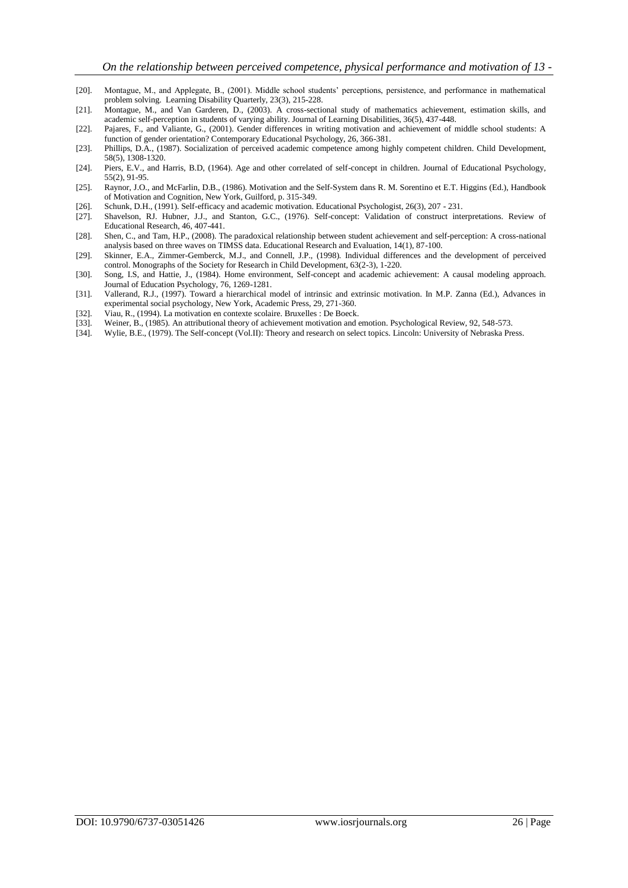[20]. Montague, M., and Applegate, B., (2001). Middle school students' perceptions, persistence, and performance in mathematical problem solving. Learning Disability Quarterly, 23(3), 215-228.

[21]. Montague, M., and Van Garderen, D., (2003). A cross-sectional study of mathematics achievement, estimation skills, and academic self-perception in students of varying ability. Journal of Learning Disabilities, 36(5), 437-448.

[22]. Pajares, F., and Valiante, G., (2001). Gender differences in writing motivation and achievement of middle school students: A function of gender orientation? Contemporary Educational Psychology, 26, 366-381.

[23]. Phillips, D.A., (1987). Socialization of perceived academic competence among highly competent children. Child Development, 58(5), 1308-1320.

[24]. Piers, E.V., and Harris, B.D, (1964). Age and other correlated of self-concept in children. Journal of Educational Psychology, 55(2), 91-95.

[25]. Raynor, J.O., and McFarlin, D.B., (1986). Motivation and the Self-System dans R. M. Sorentino et E.T. Higgins (Ed.), Handbook of Motivation and Cognition, New York, Guilford, p. 315-349.

[26]. Schunk, D.H., (1991). Self-efficacy and academic motivation. Educational Psychologist, 26(3), 207 - 231.

[27]. Shavelson, RJ. Hubner, J.J., and Stanton, G.C., (1976). Self-concept: Validation of construct interpretations. Review of Educational Research, 46, 407-441.

[28]. Shen, C., and Tam, H.P., (2008). The paradoxical relationship between student achievement and self-perception: A cross-national analysis based on three waves on TIMSS data. Educational Research and Evaluation, 14(1), 87-100.

[29]. Skinner, E.A., Zimmer-Gemberck, M.J., and Connell, J.P., (1998). Individual differences and the development of perceived control. Monographs of the Society for Research in Child Development, 63(2-3), 1-220.

[30]. Song, I.S, and Hattie, J., (1984). Home environment, Self-concept and academic achievement: A causal modeling approach. Journal of Education Psychology, 76, 1269-1281.

[31]. Vallerand, R.J., (1997). Toward a hierarchical model of intrinsic and extrinsic motivation. In M.P. Zanna (Ed.), Advances in experimental social psychology, New York, Academic Press, 29, 271-360.

[32]. Viau, R., (1994). La motivation en contexte scolaire. Bruxelles : De Boeck.

[33]. Weiner, B., (1985). An attributional theory of achievement motivation and emotion. Psychological Review, 92, 548-573.

[34]. Wylie, B.E., (1979). The Self-concept (Vol.II): Theory and research on select topics. Lincoln: University of Nebraska Press.